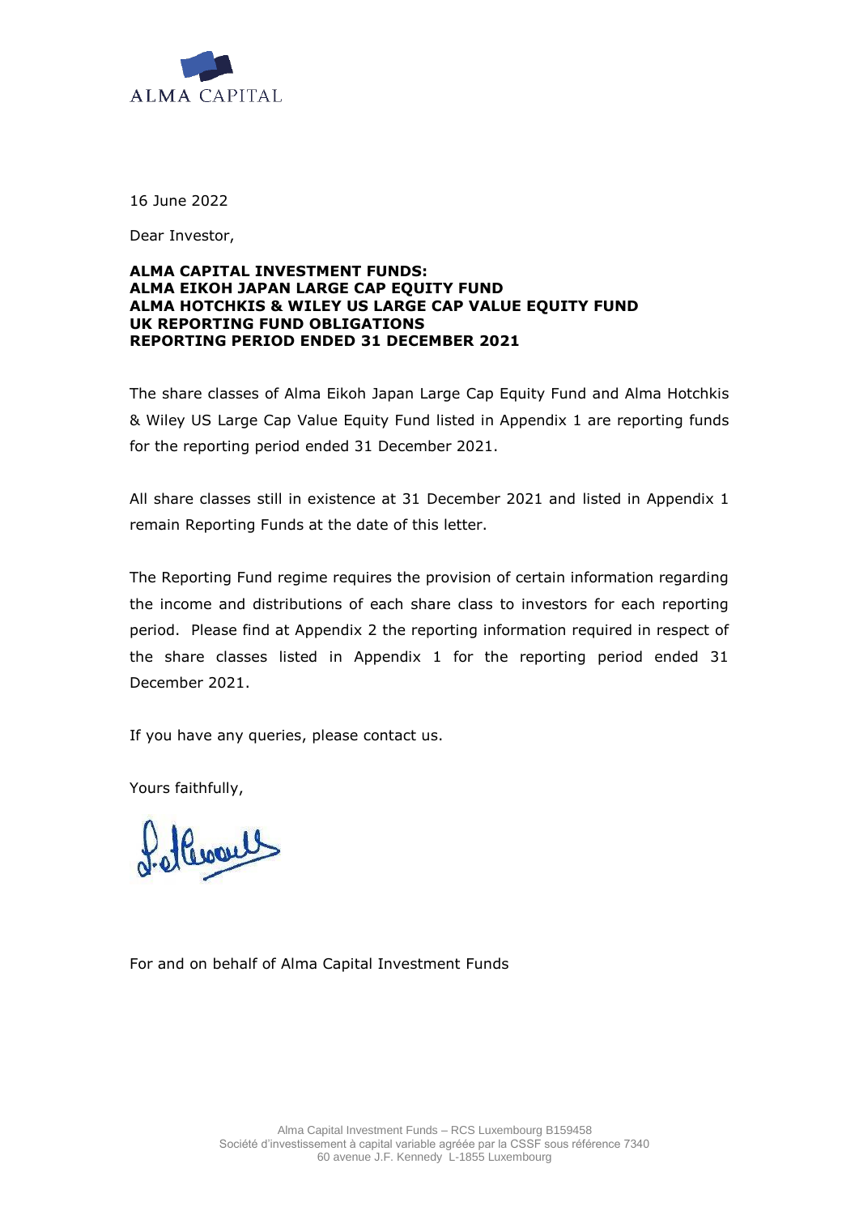ALMA CAPITAL

16 June 2022

Dear Investor,

**ALMA CAPITAL INVESTMENT FUNDS:**
**ALMA EIKOH JAPAN LARGE CAP EQUITY FUND**
**ALMA HOTCHKIS & WILEY US LARGE CAP VALUE EQUITY FUND**
**UK REPORTING FUND OBLIGATIONS**
**REPORTING PERIOD ENDED 31 DECEMBER 2021**

The share classes of Alma Eikoh Japan Large Cap Equity Fund and Alma Hotchkis & Wiley US Large Cap Value Equity Fund listed in Appendix 1 are reporting funds for the reporting period ended 31 December 2021.

All share classes still in existence at 31 December 2021 and listed in Appendix 1 remain Reporting Funds at the date of this letter.

The Reporting Fund regime requires the provision of certain information regarding the income and distributions of each share class to investors for each reporting period. Please find at Appendix 2 the reporting information required in respect of the share classes listed in Appendix 1 for the reporting period ended 31 December 2021.

If you have any queries, please contact us.

Yours faithfully,

For and on behalf of Alma Capital Investment Funds

Alma Capital Investment Funds – RCS Luxembourg B159458
Société d'investissement à capital variable agréée par la CSSF sous référence 7340
60 avenue J.F. Kennedy L-1855 Luxembourg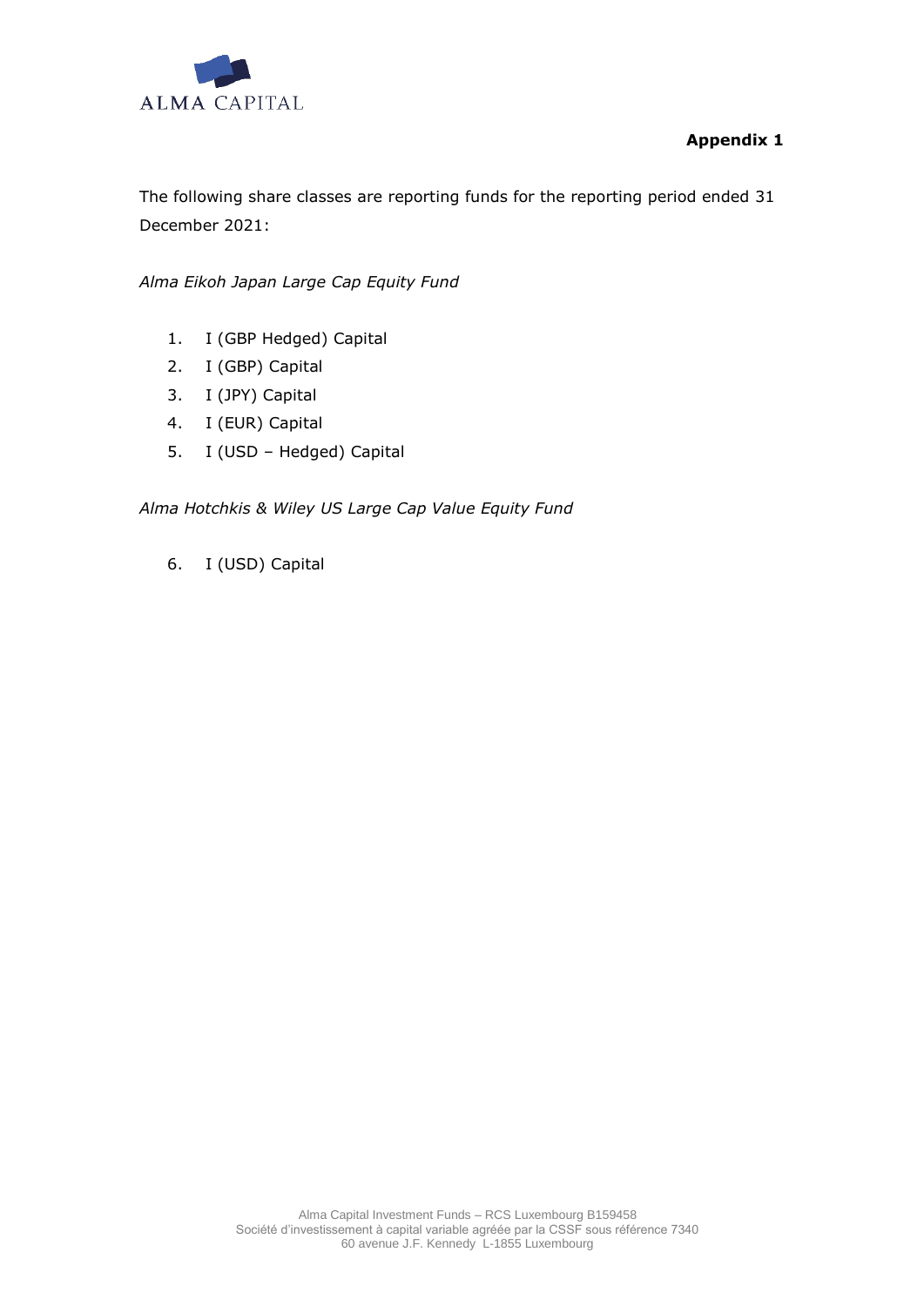**Appendix 1**

The following share classes are reporting funds for the reporting period ended 31 December 2021:

*Alma Eikoh Japan Large Cap Equity Fund*

1. I (GBP Hedged) Capital
2. I (GBP) Capital
3. I (JPY) Capital
4. I (EUR) Capital
5. I (USD – Hedged) Capital

*Alma Hotchkis & Wiley US Large Cap Value Equity Fund*

6. I (USD) Capital

Alma Capital Investment Funds – RCS Luxembourg B159458
Société d'investissement à capital variable agréée par la CSSF sous référence 7340
60 avenue J.F. Kennedy L-1855 Luxembourg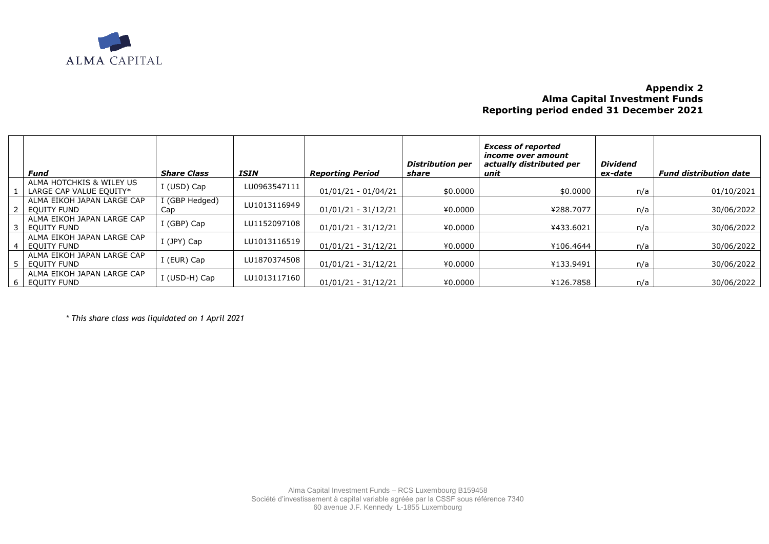ALMA CAPITAL

**Appendix 2**
**Alma Capital Investment Funds**
**Reporting period ended 31 December 2021**

| | *Fund* | *Share Class* | *ISIN* | *Reporting Period* | *Distribution per share* | *Excess of reported income over amount actually distributed per unit* | *Dividend ex-date* | *Fund distribution date* |
|---|---|---|---|---|---|---|---|---|
| 1 | ALMA HOTCHKIS & WILEY US LARGE CAP VALUE EQUITY* | I (USD) Cap | LU0963547111 | 01/01/21 - 01/04/21 | $0.0000 | $0.0000 | n/a | 01/10/2021 |
| 2 | ALMA EIKOH JAPAN LARGE CAP EQUITY FUND | I (GBP Hedged) Cap | LU1013116949 | 01/01/21 - 31/12/21 | ¥0.0000 | ¥288.7077 | n/a | 30/06/2022 |
| 3 | ALMA EIKOH JAPAN LARGE CAP EQUITY FUND | I (GBP) Cap | LU1152097108 | 01/01/21 - 31/12/21 | ¥0.0000 | ¥433.6021 | n/a | 30/06/2022 |
| 4 | ALMA EIKOH JAPAN LARGE CAP EQUITY FUND | I (JPY) Cap | LU1013116519 | 01/01/21 - 31/12/21 | ¥0.0000 | ¥106.4644 | n/a | 30/06/2022 |
| 5 | ALMA EIKOH JAPAN LARGE CAP EQUITY FUND | I (EUR) Cap | LU1870374508 | 01/01/21 - 31/12/21 | ¥0.0000 | ¥133.9491 | n/a | 30/06/2022 |
| 6 | ALMA EIKOH JAPAN LARGE CAP EQUITY FUND | I (USD-H) Cap | LU1013117160 | 01/01/21 - 31/12/21 | ¥0.0000 | ¥126.7858 | n/a | 30/06/2022 |

*\* This share class was liquidated on 1 April 2021*

Alma Capital Investment Funds – RCS Luxembourg B159458
Société d'investissement à capital variable agréée par la CSSF sous référence 7340
60 avenue J.F. Kennedy L-1855 Luxembourg